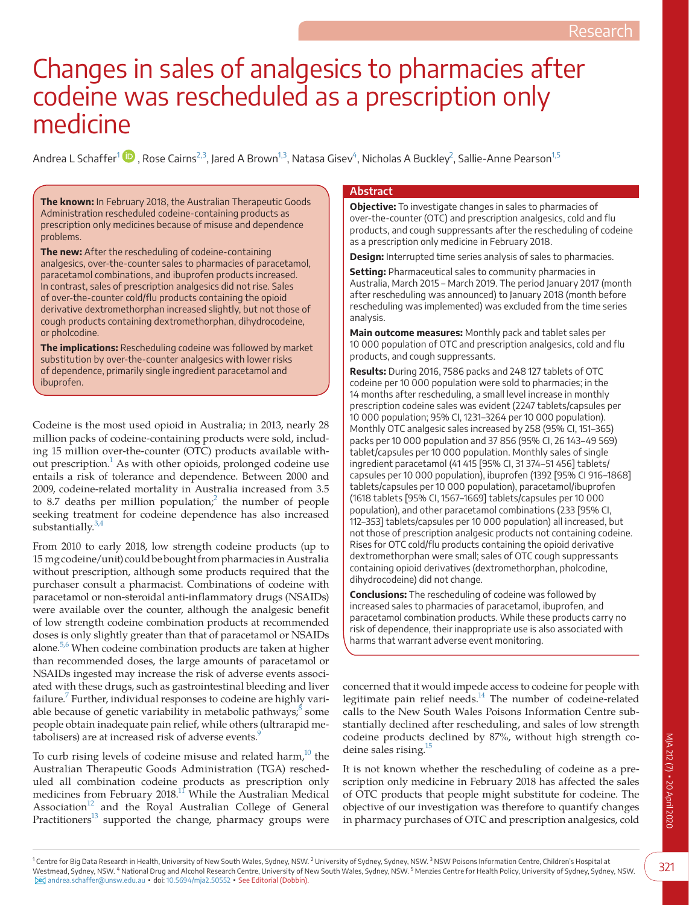# Changes in sales of analgesics to pharmacies after codeine was rescheduled as a prescription only medicine

Andrea L Schaffer[1], Rose Cairns[2,3], Jared A Brown[1,3], Natasa Gisev[4], Nicholas A Buckley[2], Sallie-Anne Pearson[1,5]

**The known:** In February 2018, the Australian Therapeutic Goods Administration rescheduled codeine-containing products as prescription only medicines because of misuse and dependence problems.

**The new:** After the rescheduling of codeine-containing analgesics, over-the-counter sales to pharmacies of paracetamol, paracetamol combinations, and ibuprofen products increased. In contrast, sales of prescription analgesics did not rise. Sales of over-the-counter cold/flu products containing the opioid derivative dextromethorphan increased slightly, but not those of cough products containing dextromethorphan, dihydrocodeine, or pholcodine.

**The implications:** Rescheduling codeine was followed by market substitution by over-the-counter analgesics with lower risks of dependence, primarily single ingredient paracetamol and ibuprofen.

## Abstract

**Objective:** To investigate changes in sales to pharmacies of over-the-counter (OTC) and prescription analgesics, cold and flu products, and cough suppressants after the rescheduling of codeine as a prescription only medicine in February 2018.

**Design:** Interrupted time series analysis of sales to pharmacies.

**Setting:** Pharmaceutical sales to community pharmacies in Australia, March 2015 – March 2019. The period January 2017 (month after rescheduling was announced) to January 2018 (month before rescheduling was implemented) was excluded from the time series analysis.

**Main outcome measures:** Monthly pack and tablet sales per 10 000 population of OTC and prescription analgesics, cold and flu products, and cough suppressants.

**Results:** During 2016, 7586 packs and 248 127 tablets of OTC codeine per 10 000 population were sold to pharmacies; in the 14 months after rescheduling, a small level increase in monthly prescription codeine sales was evident (2247 tablets/capsules per 10 000 population; 95% CI, 1231–3264 per 10 000 population). Monthly OTC analgesic sales increased by 258 (95% CI, 151–365) packs per 10 000 population and 37 856 (95% CI, 26 143–49 569) tablet/capsules per 10 000 population. Monthly sales of single ingredient paracetamol (41 415 [95% CI, 31 374–51 456] tablets/capsules per 10 000 population), ibuprofen (1392 [95% CI 916–1868] tablets/capsules per 10 000 population), paracetamol/ibuprofen (1618 tablets [95% CI, 1567–1669] tablets/capsules per 10 000 population), and other paracetamol combinations (233 [95% CI, 112–353] tablets/capsules per 10 000 population) all increased, but not those of prescription analgesic products not containing codeine. Rises for OTC cold/flu products containing the opioid derivative dextromethorphan were small; sales of OTC cough suppressants containing opioid derivatives (dextromethorphan, pholcodine, dihydrocodeine) did not change.

**Conclusions:** The rescheduling of codeine was followed by increased sales to pharmacies of paracetamol, ibuprofen, and paracetamol combination products. While these products carry no risk of dependence, their inappropriate use is also associated with harms that warrant adverse event monitoring.

Codeine is the most used opioid in Australia; in 2013, nearly 28 million packs of codeine-containing products were sold, including 15 million over-the-counter (OTC) products available without prescription.[1] As with other opioids, prolonged codeine use entails a risk of tolerance and dependence. Between 2000 and 2009, codeine-related mortality in Australia increased from 3.5 to 8.7 deaths per million population;[2] the number of people seeking treatment for codeine dependence has also increased substantially.[3,4]

From 2010 to early 2018, low strength codeine products (up to 15 mg codeine/unit) could be bought from pharmacies in Australia without prescription, although some products required that the purchaser consult a pharmacist. Combinations of codeine with paracetamol or non-steroidal anti-inflammatory drugs (NSAIDs) were available over the counter, although the analgesic benefit of low strength codeine combination products at recommended doses is only slightly greater than that of paracetamol or NSAIDs alone.[5,6] When codeine combination products are taken at higher than recommended doses, the large amounts of paracetamol or NSAIDs ingested may increase the risk of adverse events associated with these drugs, such as gastrointestinal bleeding and liver failure.[7] Further, individual responses to codeine are highly variable because of genetic variability in metabolic pathways;[8] some people obtain inadequate pain relief, while others (ultrarapid metabolisers) are at increased risk of adverse events.[9]

To curb rising levels of codeine misuse and related harm,[10] the Australian Therapeutic Goods Administration (TGA) rescheduled all combination codeine products as prescription only medicines from February 2018.[11] While the Australian Medical Association[12] and the Royal Australian College of General Practitioners[13] supported the change, pharmacy groups were concerned that it would impede access to codeine for people with legitimate pain relief needs.[14] The number of codeine-related calls to the New South Wales Poisons Information Centre substantially declined after rescheduling, and sales of low strength codeine products declined by 87%, without high strength codeine sales rising.[15]

It is not known whether the rescheduling of codeine as a prescription only medicine in February 2018 has affected the sales of OTC products that people might substitute for codeine. The objective of our investigation was therefore to quantify changes in pharmacy purchases of OTC and prescription analgesics, cold

[1] Centre for Big Data Research in Health, University of New South Wales, Sydney, NSW. [2] University of Sydney, Sydney, NSW. [3] NSW Poisons Information Centre, Children's Hospital at Westmead, Sydney, NSW. [4] National Drug and Alcohol Research Centre, University of New South Wales, Sydney, NSW. [5] Menzies Centre for Health Policy, University of Sydney, Sydney, NSW. andrea.schaffer@unsw.edu.au • doi: 10.5694/mja2.50552 • See Editorial (Dobbin).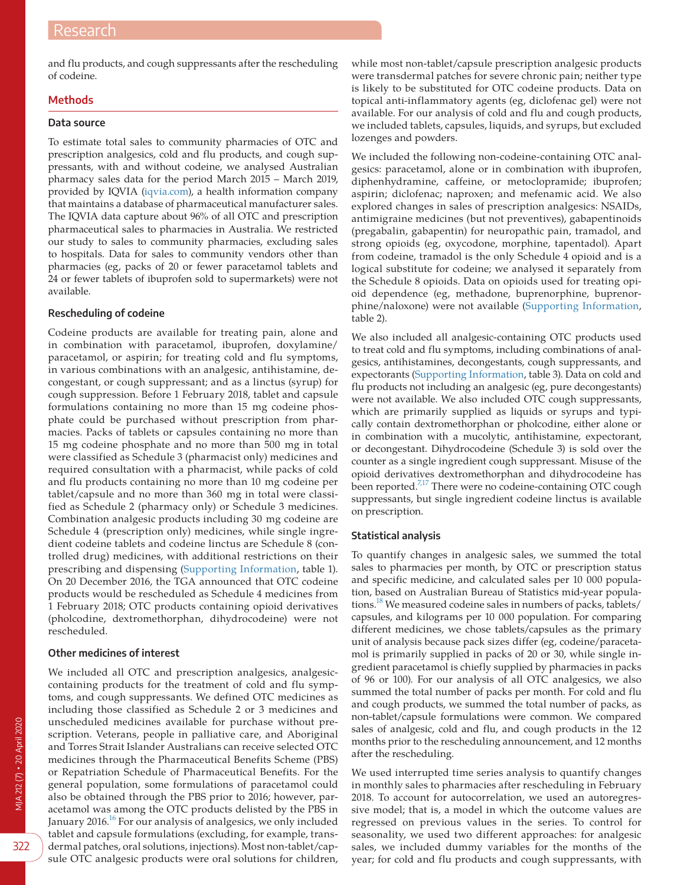and flu products, and cough suppressants after the rescheduling of codeine.

## Methods

### Data source

To estimate total sales to community pharmacies of OTC and prescription analgesics, cold and flu products, and cough suppressants, with and without codeine, we analysed Australian pharmacy sales data for the period March 2015 – March 2019, provided by IQVIA (iqvia.com), a health information company that maintains a database of pharmaceutical manufacturer sales. The IQVIA data capture about 96% of all OTC and prescription pharmaceutical sales to pharmacies in Australia. We restricted our study to sales to community pharmacies, excluding sales to hospitals. Data for sales to community vendors other than pharmacies (eg, packs of 20 or fewer paracetamol tablets and 24 or fewer tablets of ibuprofen sold to supermarkets) were not available.

### Rescheduling of codeine

Codeine products are available for treating pain, alone and in combination with paracetamol, ibuprofen, doxylamine/paracetamol, or aspirin; for treating cold and flu symptoms, in various combinations with an analgesic, antihistamine, decongestant, or cough suppressant; and as a linctus (syrup) for cough suppression. Before 1 February 2018, tablet and capsule formulations containing no more than 15 mg codeine phosphate could be purchased without prescription from pharmacies. Packs of tablets or capsules containing no more than 15 mg codeine phosphate and no more than 500 mg in total were classified as Schedule 3 (pharmacist only) medicines and required consultation with a pharmacist, while packs of cold and flu products containing no more than 10 mg codeine per tablet/capsule and no more than 360 mg in total were classified as Schedule 2 (pharmacy only) or Schedule 3 medicines. Combination analgesic products including 30 mg codeine are Schedule 4 (prescription only) medicines, while single ingredient codeine tablets and codeine linctus are Schedule 8 (controlled drug) medicines, with additional restrictions on their prescribing and dispensing (Supporting Information, table 1). On 20 December 2016, the TGA announced that OTC codeine products would be rescheduled as Schedule 4 medicines from 1 February 2018; OTC products containing opioid derivatives (pholcodine, dextromethorphan, dihydrocodeine) were not rescheduled.

### Other medicines of interest

We included all OTC and prescription analgesics, analgesic-containing products for the treatment of cold and flu symptoms, and cough suppressants. We defined OTC medicines as including those classified as Schedule 2 or 3 medicines and unscheduled medicines available for purchase without prescription. Veterans, people in palliative care, and Aboriginal and Torres Strait Islander Australians can receive selected OTC medicines through the Pharmaceutical Benefits Scheme (PBS) or Repatriation Schedule of Pharmaceutical Benefits. For the general population, some formulations of paracetamol could also be obtained through the PBS prior to 2016; however, paracetamol was among the OTC products delisted by the PBS in January 2016.[16] For our analysis of analgesics, we only included tablet and capsule formulations (excluding, for example, transdermal patches, oral solutions, injections). Most non-tablet/capsule OTC analgesic products were oral solutions for children, while most non-tablet/capsule prescription analgesic products were transdermal patches for severe chronic pain; neither type is likely to be substituted for OTC codeine products. Data on topical anti-inflammatory agents (eg, diclofenac gel) were not available. For our analysis of cold and flu and cough products, we included tablets, capsules, liquids, and syrups, but excluded lozenges and powders.

We included the following non-codeine-containing OTC analgesics: paracetamol, alone or in combination with ibuprofen, diphenhydramine, caffeine, or metoclopramide; ibuprofen; aspirin; diclofenac; naproxen; and mefenamic acid. We also explored changes in sales of prescription analgesics: NSAIDs, antimigraine medicines (but not preventives), gabapentinoids (pregabalin, gabapentin) for neuropathic pain, tramadol, and strong opioids (eg, oxycodone, morphine, tapentadol). Apart from codeine, tramadol is the only Schedule 4 opioid and is a logical substitute for codeine; we analysed it separately from the Schedule 8 opioids. Data on opioids used for treating opioid dependence (eg, methadone, buprenorphine, buprenorphine/naloxone) were not available (Supporting Information, table 2).

We also included all analgesic-containing OTC products used to treat cold and flu symptoms, including combinations of analgesics, antihistamines, decongestants, cough suppressants, and expectorants (Supporting Information, table 3). Data on cold and flu products not including an analgesic (eg, pure decongestants) were not available. We also included OTC cough suppressants, which are primarily supplied as liquids or syrups and typically contain dextromethorphan or pholcodine, either alone or in combination with a mucolytic, antihistamine, expectorant, or decongestant. Dihydrocodeine (Schedule 3) is sold over the counter as a single ingredient cough suppressant. Misuse of the opioid derivatives dextromethorphan and dihydrocodeine has been reported.[7,17] There were no codeine-containing OTC cough suppressants, but single ingredient codeine linctus is available on prescription.

### Statistical analysis

To quantify changes in analgesic sales, we summed the total sales to pharmacies per month, by OTC or prescription status and specific medicine, and calculated sales per 10 000 population, based on Australian Bureau of Statistics mid-year populations.[18] We measured codeine sales in numbers of packs, tablets/capsules, and kilograms per 10 000 population. For comparing different medicines, we chose tablets/capsules as the primary unit of analysis because pack sizes differ (eg, codeine/paracetamol is primarily supplied in packs of 20 or 30, while single ingredient paracetamol is chiefly supplied by pharmacies in packs of 96 or 100). For our analysis of all OTC analgesics, we also summed the total number of packs per month. For cold and flu and cough products, we summed the total number of packs, as non-tablet/capsule formulations were common. We compared sales of analgesic, cold and flu, and cough products in the 12 months prior to the rescheduling announcement, and 12 months after the rescheduling.

We used interrupted time series analysis to quantify changes in monthly sales to pharmacies after rescheduling in February 2018. To account for autocorrelation, we used an autoregressive model; that is, a model in which the outcome values are regressed on previous values in the series. To control for seasonality, we used two different approaches: for analgesic sales, we included dummy variables for the months of the year; for cold and flu products and cough suppressants, with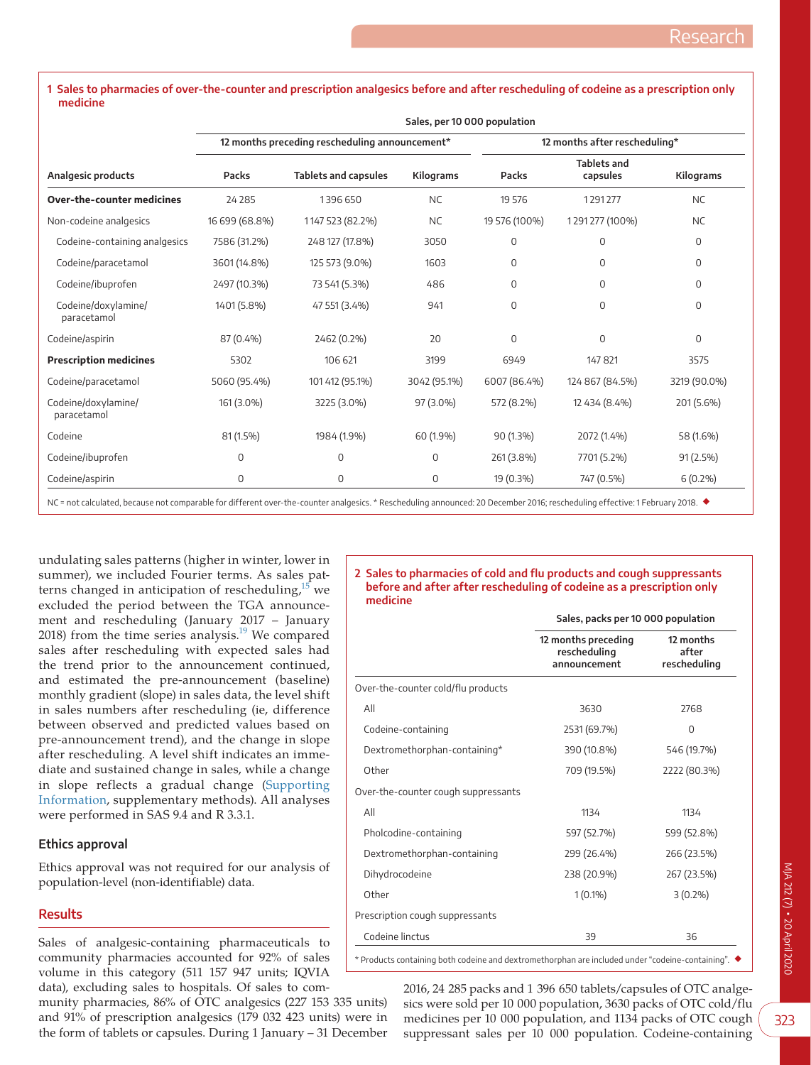**1 Sales to pharmacies of over-the-counter and prescription analgesics before and after rescheduling of codeine as a prescription only medicine**

| | Sales, per 10 000 population | | | | | |
|---|---|---|---|---|---|---|
| | 12 months preceding rescheduling announcement* | | | 12 months after rescheduling* | | |
| Analgesic products | Packs | Tablets and capsules | Kilograms | Packs | Tablets and capsules | Kilograms |
| **Over-the-counter medicines** | 24 285 | 1 396 650 | NC | 19 576 | 1 291 277 | NC |
| Non-codeine analgesics | 16 699 (68.8%) | 1 147 523 (82.2%) | NC | 19 576 (100%) | 1 291 277 (100%) | NC |
| Codeine-containing analgesics | 7586 (31.2%) | 248 127 (17.8%) | 3050 | 0 | 0 | 0 |
| Codeine/paracetamol | 3601 (14.8%) | 125 573 (9.0%) | 1603 | 0 | 0 | 0 |
| Codeine/ibuprofen | 2497 (10.3%) | 73 541 (5.3%) | 486 | 0 | 0 | 0 |
| Codeine/doxylamine/ paracetamol | 1401 (5.8%) | 47 551 (3.4%) | 941 | 0 | 0 | 0 |
| Codeine/aspirin | 87 (0.4%) | 2462 (0.2%) | 20 | 0 | 0 | 0 |
| **Prescription medicines** | 5302 | 106 621 | 3199 | 6949 | 147 821 | 3575 |
| Codeine/paracetamol | 5060 (95.4%) | 101 412 (95.1%) | 3042 (95.1%) | 6007 (86.4%) | 124 867 (84.5%) | 3219 (90.0%) |
| Codeine/doxylamine/ paracetamol | 161 (3.0%) | 3225 (3.0%) | 97 (3.0%) | 572 (8.2%) | 12 434 (8.4%) | 201 (5.6%) |
| Codeine | 81 (1.5%) | 1984 (1.9%) | 60 (1.9%) | 90 (1.3%) | 2072 (1.4%) | 58 (1.6%) |
| Codeine/ibuprofen | 0 | 0 | 0 | 261 (3.8%) | 7701 (5.2%) | 91 (2.5%) |
| Codeine/aspirin | 0 | 0 | 0 | 19 (0.3%) | 747 (0.5%) | 6 (0.2%) |

NC = not calculated, because not comparable for different over-the-counter analgesics. * Rescheduling announced: 20 December 2016; rescheduling effective: 1 February 2018. ◆

undulating sales patterns (higher in winter, lower in summer), we included Fourier terms. As sales patterns changed in anticipation of rescheduling,[15] we excluded the period between the TGA announcement and rescheduling (January 2017 – January 2018) from the time series analysis.[19] We compared sales after rescheduling with expected sales had the trend prior to the announcement continued, and estimated the pre-announcement (baseline) monthly gradient (slope) in sales data, the level shift in sales numbers after rescheduling (ie, difference between observed and predicted values based on pre-announcement trend), and the change in slope after rescheduling. A level shift indicates an immediate and sustained change in sales, while a change in slope reflects a gradual change (Supporting Information, supplementary methods). All analyses were performed in SAS 9.4 and R 3.3.1.

### Ethics approval

Ethics approval was not required for our analysis of population-level (non-identifiable) data.

## Results

Sales of analgesic-containing pharmaceuticals to community pharmacies accounted for 92% of sales volume in this category (511 157 947 units; IQVIA data), excluding sales to hospitals. Of sales to community pharmacies, 86% of OTC analgesics (227 153 335 units) and 91% of prescription analgesics (179 032 423 units) were in the form of tablets or capsules. During 1 January – 31 December 2016, 24 285 packs and 1 396 650 tablets/capsules of OTC analgesics were sold per 10 000 population, 3630 packs of OTC cold/flu medicines per 10 000 population, and 1134 packs of OTC cough suppressant sales per 10 000 population. Codeine-containing

**2 Sales to pharmacies of cold and flu products and cough suppressants before and after after rescheduling of codeine as a prescription only medicine**

| | Sales, packs per 10 000 population | |
|---|---|---|
| | 12 months preceding rescheduling announcement | 12 months after rescheduling |
| Over-the-counter cold/flu products | | |
| All | 3630 | 2768 |
| Codeine-containing | 2531 (69.7%) | 0 |
| Dextromethorphan-containing* | 390 (10.8%) | 546 (19.7%) |
| Other | 709 (19.5%) | 2222 (80.3%) |
| Over-the-counter cough suppressants | | |
| All | 1134 | 1134 |
| Pholcodine-containing | 597 (52.7%) | 599 (52.8%) |
| Dextromethorphan-containing | 299 (26.4%) | 266 (23.5%) |
| Dihydrocodeine | 238 (20.9%) | 267 (23.5%) |
| Other | 1 (0.1%) | 3 (0.2%) |
| Prescription cough suppressants | | |
| Codeine linctus | 39 | 36 |

* Products containing both codeine and dextromethorphan are included under "codeine-containing". ◆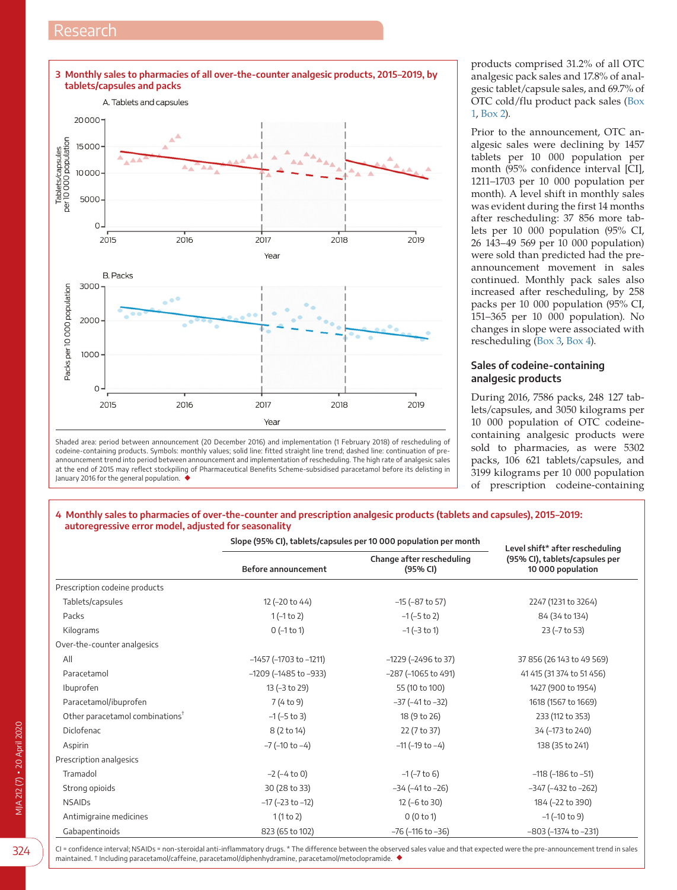**3 Monthly sales to pharmacies of all over-the-counter analgesic products, 2015–2019, by tablets/capsules and packs**

Shaded area: period between announcement (20 December 2016) and implementation (1 February 2018) of rescheduling of codeine-containing products. Symbols: monthly values; solid line: fitted straight line trend; dashed line: continuation of pre-announcement trend into period between announcement and implementation of rescheduling. The high rate of analgesic sales at the end of 2015 may reflect stockpiling of Pharmaceutical Benefits Scheme-subsidised paracetamol before its delisting in January 2016 for the general population. ◆

products comprised 31.2% of all OTC analgesic pack sales and 17.8% of analgesic tablet/capsule sales, and 69.7% of OTC cold/flu product pack sales (Box 1, Box 2).

Prior to the announcement, OTC analgesic sales were declining by 1457 tablets per 10 000 population per month (95% confidence interval [CI], 1211–1703 per 10 000 population per month). A level shift in monthly sales was evident during the first 14 months after rescheduling: 37 856 more tablets per 10 000 population (95% CI, 26 143–49 569 per 10 000 population) were sold than predicted had the pre-announcement movement in sales continued. Monthly pack sales also increased after rescheduling, by 258 packs per 10 000 population (95% CI, 151–365 per 10 000 population). No changes in slope were associated with rescheduling (Box 3, Box 4).

### Sales of codeine-containing analgesic products

During 2016, 7586 packs, 248 127 tablets/capsules, and 3050 kilograms per 10 000 population of OTC codeine-containing analgesic products were sold to pharmacies, as were 5302 packs, 106 621 tablets/capsules, and 3199 kilograms per 10 000 population of prescription codeine-containing

**4 Monthly sales to pharmacies of over-the-counter and prescription analgesic products (tablets and capsules), 2015–2019: autoregressive error model, adjusted for seasonality**

| | Slope (95% CI), tablets/capsules per 10 000 population per month | | Level shift* after rescheduling (95% CI), tablets/capsules per 10 000 population |
|---|---|---|---|
| | Before announcement | Change after rescheduling (95% CI) | |
| **Prescription codeine products** | | | |
| Tablets/capsules | 12 (–20 to 44) | –15 (–87 to 57) | 2247 (1231 to 3264) |
| Packs | 1 (–1 to 2) | –1 (–5 to 2) | 84 (34 to 134) |
| Kilograms | 0 (–1 to 1) | –1 (–3 to 1) | 23 (–7 to 53) |
| **Over-the-counter analgesics** | | | |
| All | –1457 (–1703 to –1211) | –1229 (–2496 to 37) | 37 856 (26 143 to 49 569) |
| Paracetamol | –1209 (–1485 to –933) | –287 (–1065 to 491) | 41 415 (31 374 to 51 456) |
| Ibuprofen | 13 (–3 to 29) | 55 (10 to 100) | 1427 (900 to 1954) |
| Paracetamol/ibuprofen | 7 (4 to 9) | –37 (–41 to –32) | 1618 (1567 to 1669) |
| Other paracetamol combinations† | –1 (–5 to 3) | 18 (9 to 26) | 233 (112 to 353) |
| Diclofenac | 8 (2 to 14) | 22 (7 to 37) | 34 (–173 to 240) |
| Aspirin | –7 (–10 to –4) | –11 (–19 to –4) | 138 (35 to 241) |
| **Prescription analgesics** | | | |
| Tramadol | –2 (–4 to 0) | –1 (–7 to 6) | –118 (–186 to –51) |
| Strong opioids | 30 (28 to 33) | –34 (–41 to –26) | –347 (–432 to –262) |
| NSAIDs | –17 (–23 to –12) | 12 (–6 to 30) | 184 (–22 to 390) |
| Antimigraine medicines | 1 (1 to 2) | 0 (0 to 1) | –1 (–10 to 9) |
| Gabapentinoids | 823 (65 to 102) | –76 (–116 to –36) | –803 (–1374 to –231) |

CI = confidence interval; NSAIDs = non-steroidal anti-inflammatory drugs. * The difference between the observed sales value and that expected were the pre-announcement trend in sales maintained. † Including paracetamol/caffeine, paracetamol/diphenhydramine, paracetamol/metoclopramide. ◆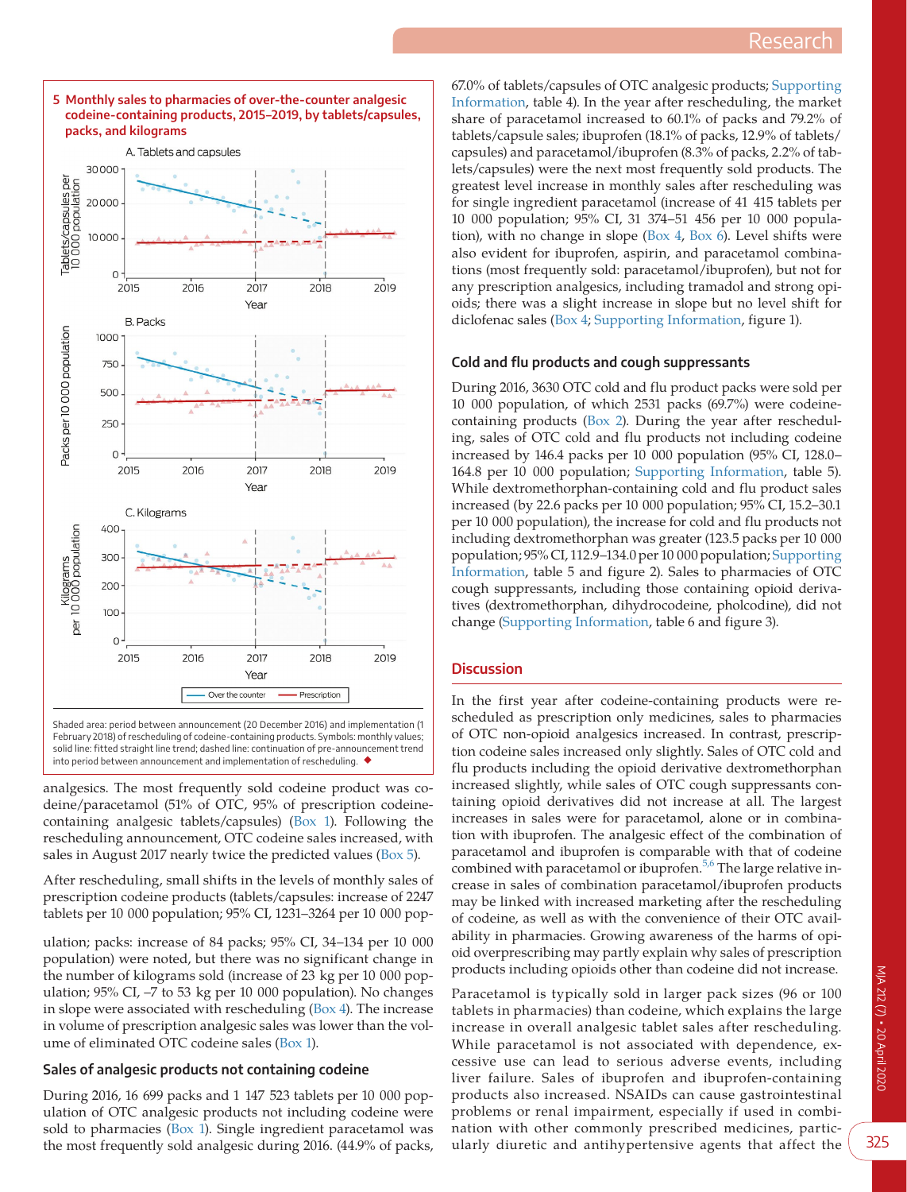**5 Monthly sales to pharmacies of over-the-counter analgesic codeine-containing products, 2015–2019, by tablets/capsules, packs, and kilograms**

Shaded area: period between announcement (20 December 2016) and implementation (1 February 2018) of rescheduling of codeine-containing products. Symbols: monthly values; solid line: fitted straight line trend; dashed line: continuation of pre-announcement trend into period between announcement and implementation of rescheduling. ◆

analgesics. The most frequently sold codeine product was codeine/paracetamol (51% of OTC, 95% of prescription codeine-containing analgesic tablets/capsules) (Box 1). Following the rescheduling announcement, OTC codeine sales increased, with sales in August 2017 nearly twice the predicted values (Box 5).

After rescheduling, small shifts in the levels of monthly sales of prescription codeine products (tablets/capsules: increase of 2247 tablets per 10 000 population; 95% CI, 1231–3264 per 10 000 population; packs: increase of 84 packs; 95% CI, 34–134 per 10 000 population) were noted, but there was no significant change in the number of kilograms sold (increase of 23 kg per 10 000 population; 95% CI, –7 to 53 kg per 10 000 population). No changes in slope were associated with rescheduling (Box 4). The increase in volume of prescription analgesic sales was lower than the volume of eliminated OTC codeine sales (Box 1).

### Sales of analgesic products not containing codeine

During 2016, 16 699 packs and 1 147 523 tablets per 10 000 population of OTC analgesic products not including codeine were sold to pharmacies (Box 1). Single ingredient paracetamol was the most frequently sold analgesic during 2016. (44.9% of packs, 67.0% of tablets/capsules of OTC analgesic products; Supporting Information, table 4). In the year after rescheduling, the market share of paracetamol increased to 60.1% of packs and 79.2% of tablets/capsule sales; ibuprofen (18.1% of packs, 12.9% of tablets/capsules) and paracetamol/ibuprofen (8.3% of packs, 2.2% of tablets/capsules) were the next most frequently sold products. The greatest level increase in monthly sales after rescheduling was for single ingredient paracetamol (increase of 41 415 tablets per 10 000 population; 95% CI, 31 374–51 456 per 10 000 population), with no change in slope (Box 4, Box 6). Level shifts were also evident for ibuprofen, aspirin, and paracetamol combinations (most frequently sold: paracetamol/ibuprofen), but not for any prescription analgesics, including tramadol and strong opioids; there was a slight increase in slope but no level shift for diclofenac sales (Box 4; Supporting Information, figure 1).

### Cold and flu products and cough suppressants

During 2016, 3630 OTC cold and flu product packs were sold per 10 000 population, of which 2531 packs (69.7%) were codeine-containing products (Box 2). During the year after rescheduling, sales of OTC cold and flu products not including codeine increased by 146.4 packs per 10 000 population (95% CI, 128.0–164.8 per 10 000 population; Supporting Information, table 5). While dextromethorphan-containing cold and flu product sales increased (by 22.6 packs per 10 000 population; 95% CI, 15.2–30.1 per 10 000 population), the increase for cold and flu products not including dextromethorphan was greater (123.5 packs per 10 000 population; 95% CI, 112.9–134.0 per 10 000 population; Supporting Information, table 5 and figure 2). Sales to pharmacies of OTC cough suppressants, including those containing opioid derivatives (dextromethorphan, dihydrocodeine, pholcodine), did not change (Supporting Information, table 6 and figure 3).

## Discussion

In the first year after codeine-containing products were rescheduled as prescription only medicines, sales to pharmacies of OTC non-opioid analgesics increased. In contrast, prescription codeine sales increased only slightly. Sales of OTC cold and flu products including the opioid derivative dextromethorphan increased slightly, while sales of OTC cough suppressants containing opioid derivatives did not increase at all. The largest increases in sales were for paracetamol, alone or in combination with ibuprofen. The analgesic effect of the combination of paracetamol and ibuprofen is comparable with that of codeine combined with paracetamol or ibuprofen.[5,6] The large relative increase in sales of combination paracetamol/ibuprofen products may be linked with increased marketing after the rescheduling of codeine, as well as with the convenience of their OTC availability in pharmacies. Growing awareness of the harms of opioid overprescribing may partly explain why sales of prescription products including opioids other than codeine did not increase.

Paracetamol is typically sold in larger pack sizes (96 or 100 tablets in pharmacies) than codeine, which explains the large increase in overall analgesic tablet sales after rescheduling. While paracetamol is not associated with dependence, excessive use can lead to serious adverse events, including liver failure. Sales of ibuprofen and ibuprofen-containing products also increased. NSAIDs can cause gastrointestinal problems or renal impairment, especially if used in combination with other commonly prescribed medicines, particularly diuretic and antihypertensive agents that affect the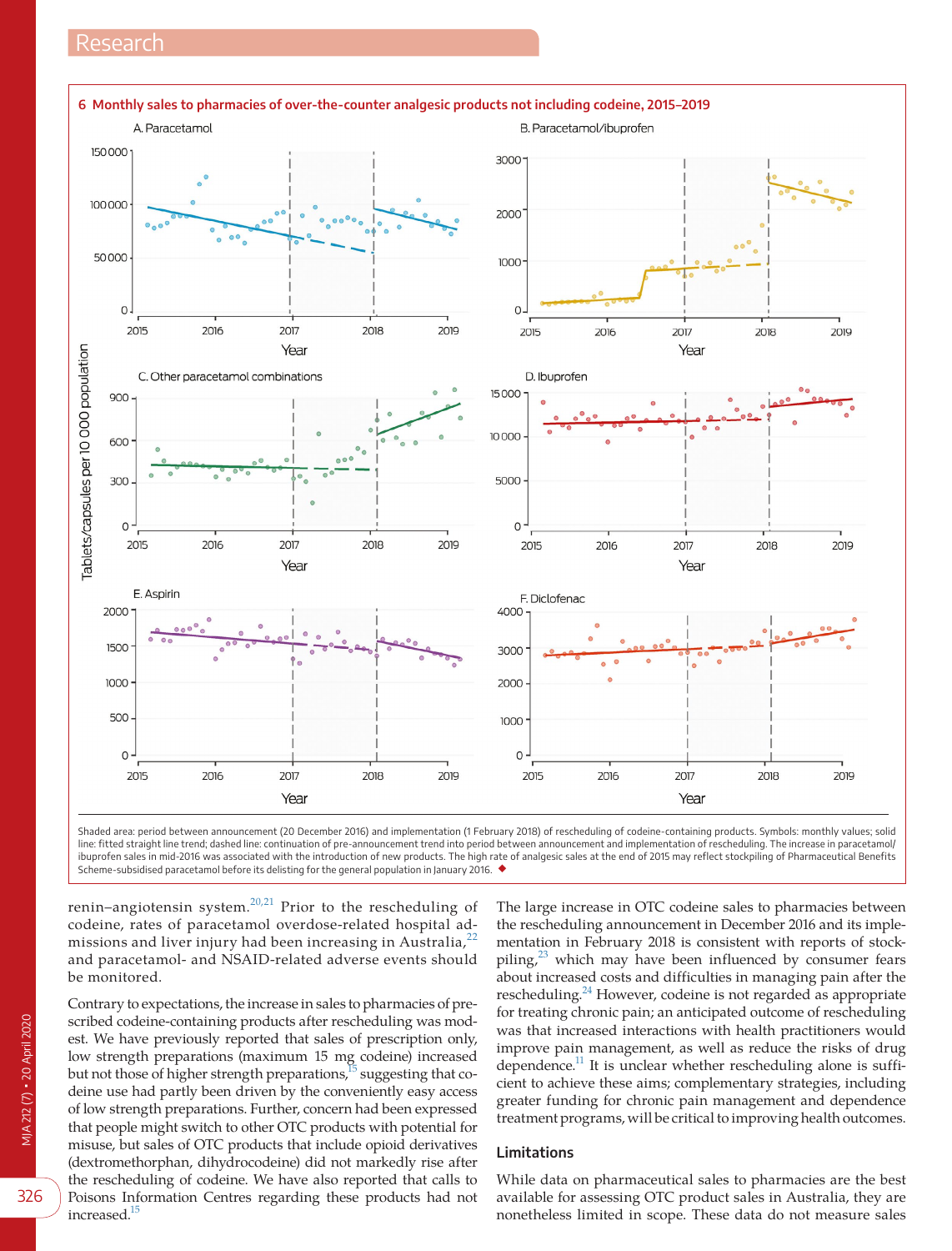**6 Monthly sales to pharmacies of over-the-counter analgesic products not including codeine, 2015–2019**

Shaded area: period between announcement (20 December 2016) and implementation (1 February 2018) of rescheduling of codeine-containing products. Symbols: monthly values; solid line: fitted straight line trend; dashed line: continuation of pre-announcement trend into period between announcement and implementation of rescheduling. The increase in paracetamol/ibuprofen sales in mid-2016 was associated with the introduction of new products. The high rate of analgesic sales at the end of 2015 may reflect stockpiling of Pharmaceutical Benefits Scheme-subsidised paracetamol before its delisting for the general population in January 2016. ◆

renin–angiotensin system.[20,21] Prior to the rescheduling of codeine, rates of paracetamol overdose-related hospital admissions and liver injury had been increasing in Australia,[22] and paracetamol- and NSAID-related adverse events should be monitored.

Contrary to expectations, the increase in sales to pharmacies of prescribed codeine-containing products after rescheduling was modest. We have previously reported that sales of prescription only, low strength preparations (maximum 15 mg codeine) increased but not those of higher strength preparations,[15] suggesting that codeine use had partly been driven by the conveniently easy access of low strength preparations. Further, concern had been expressed that people might switch to other OTC products with potential for misuse, but sales of OTC products that include opioid derivatives (dextromethorphan, dihydrocodeine) did not markedly rise after the rescheduling of codeine. We have also reported that calls to Poisons Information Centres regarding these products had not increased.[15]

The large increase in OTC codeine sales to pharmacies between the rescheduling announcement in December 2016 and its implementation in February 2018 is consistent with reports of stockpiling,[23] which may have been influenced by consumer fears about increased costs and difficulties in managing pain after the rescheduling.[24] However, codeine is not regarded as appropriate for treating chronic pain; an anticipated outcome of rescheduling was that increased interactions with health practitioners would improve pain management, as well as reduce the risks of drug dependence.[11] It is unclear whether rescheduling alone is sufficient to achieve these aims; complementary strategies, including greater funding for chronic pain management and dependence treatment programs, will be critical to improving health outcomes.

## Limitations

While data on pharmaceutical sales to pharmacies are the best available for assessing OTC product sales in Australia, they are nonetheless limited in scope. These data do not measure sales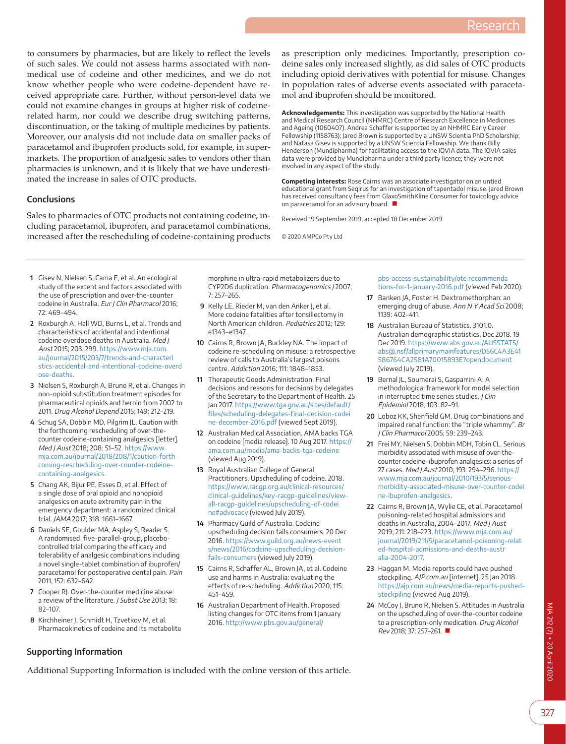to consumers by pharmacies, but are likely to reflect the levels of such sales. We could not assess harms associated with non-medical use of codeine and other medicines, and we do not know whether people who were codeine-dependent have received appropriate care. Further, without person-level data we could not examine changes in groups at higher risk of codeine-related harm, nor could we describe drug switching patterns, discontinuation, or the taking of multiple medicines by patients. Moreover, our analysis did not include data on smaller packs of paracetamol and ibuprofen products sold, for example, in supermarkets. The proportion of analgesic sales to vendors other than pharmacies is unknown, and it is likely that we have underestimated the increase in sales of OTC products.

## Conclusions

Sales to pharmacies of OTC products not containing codeine, including paracetamol, ibuprofen, and paracetamol combinations, increased after the rescheduling of codeine-containing products as prescription only medicines. Importantly, prescription codeine sales only increased slightly, as did sales of OTC products including opioid derivatives with potential for misuse. Changes in population rates of adverse events associated with paracetamol and ibuprofen should be monitored.

**Acknowledgements:** This investigation was supported by the National Health and Medical Research Council (NHMRC) Centre of Research Excellence in Medicines and Ageing (1060407). Andrea Schaffer is supported by an NHMRC Early Career Fellowship (1158763); Jared Brown is supported by a UNSW Scientia PhD Scholarship; and Natasa Gisev is supported by a UNSW Scientia Fellowship. We thank Billy Henderson (Mundipharma) for facilitating access to the IQVIA data. The IQVIA sales data were provided by Mundipharma under a third party licence; they were not involved in any aspect of the study.

**Competing interests:** Rose Cairns was an associate investigator on an untied educational grant from Seqirus for an investigation of tapentadol misuse. Jared Brown has received consultancy fees from GlaxoSmithKline Consumer for toxicology advice on paracetamol for an advisory board. ■

Received 19 September 2019, accepted 18 December 2019

© 2020 AMPCo Pty Ltd

1. Gisev N, Nielsen S, Cama E, et al. An ecological study of the extent and factors associated with the use of prescription and over-the-counter codeine in Australia. *Eur J Clin Pharmacol* 2016; 72: 469–494.
2. Roxburgh A, Hall WD, Burns L, et al. Trends and characteristics of accidental and intentional codeine overdose deaths in Australia. *Med J Aust* 2015; 203: 299. https://www.mja.com.au/journal/2015/203/7/trends-and-characteristics-accidental-and-intentional-codeine-overdose-deaths.
3. Nielsen S, Roxburgh A, Bruno R, et al. Changes in non-opioid substitution treatment episodes for pharmaceutical opioids and heroin from 2002 to 2011. *Drug Alcohol Depend* 2015; 149: 212–219.
4. Schug SA, Dobbin MD, Pilgrim JL. Caution with the forthcoming rescheduling of over-the-counter codeine-containing analgesics [letter]. *Med J Aust* 2018; 208: 51–52. https://www.mja.com.au/journal/2018/208/1/caution-forthcoming-rescheduling-over-counter-codeine-containing-analgesics.
5. Chang AK, Bijur PE, Esses D, et al. Effect of a single dose of oral opioid and nonopioid analgesics on acute extremity pain in the emergency department: a randomized clinical trial. *JAMA* 2017; 318: 1661–1667.
6. Daniels SE, Goulder MA, Aspley S, Reader S. A randomised, five-parallel-group, placebo-controlled trial comparing the efficacy and tolerability of analgesic combinations including a novel single-tablet combination of ibuprofen/paracetamol for postoperative dental pain. *Pain* 2011; 152: 632–642.
7. Cooper RJ. Over-the-counter medicine abuse: a review of the literature. *J Subst Use* 2013; 18: 82–107.
8. Kirchheiner J, Schmidt H, Tzvetkov M, et al. Pharmacokinetics of codeine and its metabolite morphine in ultra-rapid metabolizers due to CYP2D6 duplication. *Pharmacogenomics J* 2007; 7: 257–265.
9. Kelly LE, Rieder M, van den Anker J, et al. More codeine fatalities after tonsillectomy in North American children. *Pediatrics* 2012; 129: e1343–e1347.
10. Cairns R, Brown JA, Buckley NA. The impact of codeine re-scheduling on misuse: a retrospective review of calls to Australia's largest poisons centre. *Addiction* 2016; 111: 1848–1853.
11. Therapeutic Goods Administration. Final decisions and reasons for decisions by delegates of the Secretary to the Department of Health. 25 Jan 2017. https://www.tga.gov.au/sites/default/files/scheduling-delegates-final-decision-codeine-december-2016.pdf (viewed Sept 2019).
12. Australian Medical Association. AMA backs TGA on codeine [media release]. 10 Aug 2017. https://ama.com.au/media/ama-backs-tga-codeine (viewed Aug 2019).
13. Royal Australian College of General Practitioners. Upscheduling of codeine. 2018. https://www.racgp.org.au/clinical-resources/clinical-guidelines/key-racgp-guidelines/view-all-racgp-guidelines/upscheduling-of-codeine#advocacy (viewed July 2019).
14. Pharmacy Guild of Australia. Codeine upscheduling decision fails consumers. 20 Dec 2016. https://www.guild.org.au/news-events/news/2016/codeine-upscheduling-decision-fails-consumers (viewed July 2019).
15. Cairns R, Schaffer AL, Brown JA, et al. Codeine use and harms in Australia: evaluating the effects of re-scheduling. *Addiction* 2020; 115: 451–459.
16. Australian Department of Health. Proposed listing changes for OTC items from 1 January 2016. http://www.pbs.gov.au/general/pbs-access-sustainability/otc-recommendations-for-1-january-2016.pdf (viewed Feb 2020).
17. Banken JA, Foster H. Dextromethorphan: an emerging drug of abuse. *Ann N Y Acad Sci* 2008; 1139: 402–411.
18. Australian Bureau of Statistics. 3101.0. Australian demographic statistics, Dec 2018. 19 Dec 2019. https://www.abs.gov.au/AUSSTATS/abs@.nsf/allprimarymainfeatures/D56C4A3E41586764CA2581A70015893E?opendocument (viewed July 2019).
19. Bernal JL, Soumerai S, Gasparrini A. A methodological framework for model selection in interrupted time series studies. *J Clin Epidemiol* 2018; 103: 82–91.
20. Loboz KK, Shenfield GM. Drug combinations and impaired renal function: the "triple whammy". *Br J Clin Pharmacol* 2005; 59: 239–243.
21. Frei MY, Nielsen S, Dobbin MDH, Tobin CL. Serious morbidity associated with misuse of over-the-counter codeine–ibuprofen analgesics: a series of 27 cases. *Med J Aust* 2010; 193: 294–296. https://www.mja.com.au/journal/2010/193/5/serious-morbidity-associated-misuse-over-counter-codeine-ibuprofen-analgesics.
22. Cairns R, Brown JA, Wylie CE, et al. Paracetamol poisoning-related hospital admissions and deaths in Australia, 2004–2017. *Med J Aust* 2019; 211: 218–223. https://www.mja.com.au/journal/2019/211/5/paracetamol-poisoning-related-hospital-admissions-and-deaths-australia-2004-2017.
23. Haggan M. Media reports could have pushed stockpiling. *AJP.com.au* [internet], 25 Jan 2018. https://ajp.com.au/news/media-reports-pushed-stockpiling (viewed Aug 2019).
24. McCoy J, Bruno R, Nielsen S. Attitudes in Australia on the upscheduling of over-the-counter codeine to a prescription-only medication. *Drug Alcohol Rev* 2018; 37: 257–261. ■

## Supporting Information

Additional Supporting Information is included with the online version of this article.